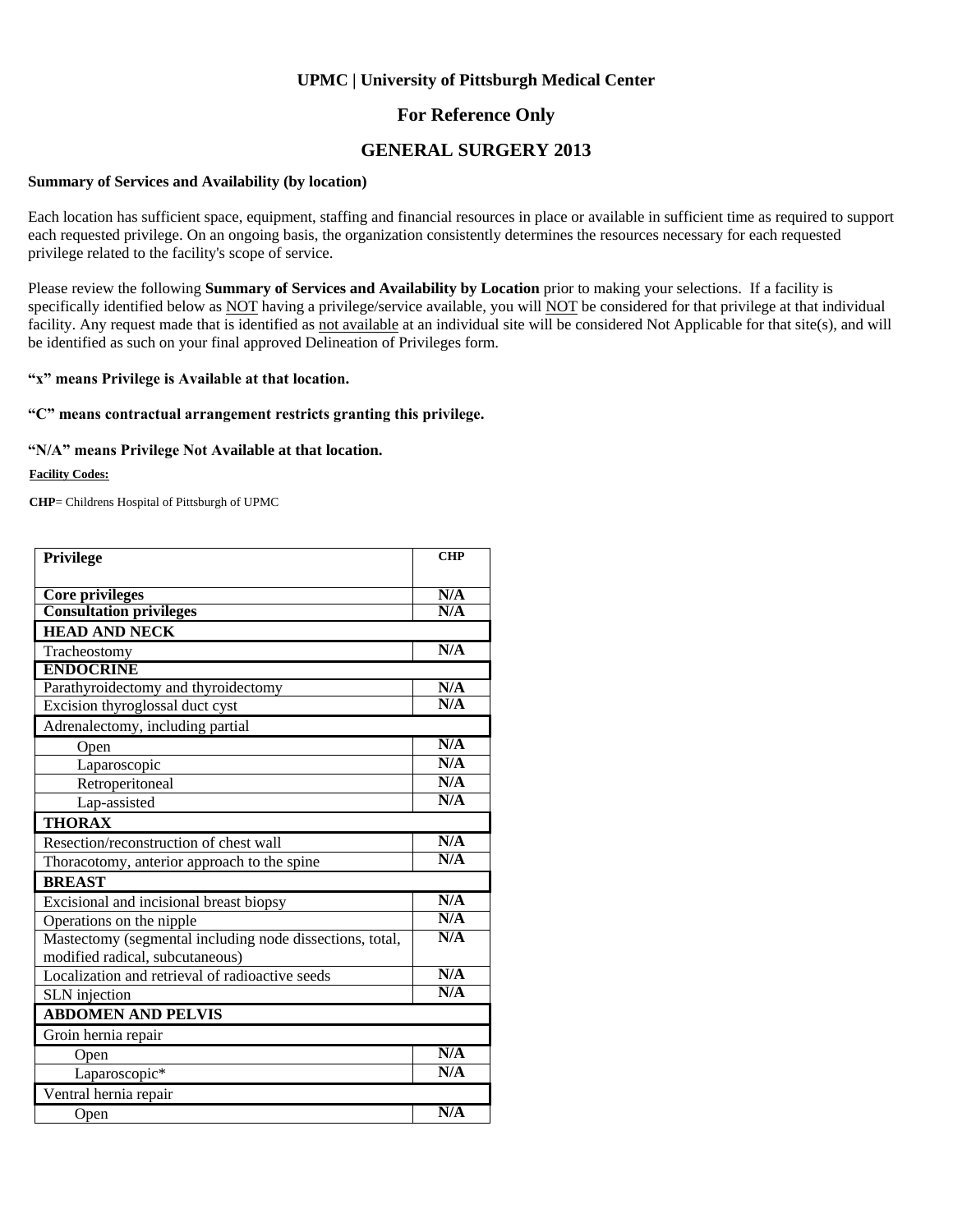**UPMC | University of Pittsburgh Medical Center**

## For Reference Only

## GENERAL SURGERY 2013

**Summary of Services and Availability (by location)**

Each location has sufficient space, equipment, staffing and financial resources in place or available in sufficient time as required to support each requested privilege. On an ongoing basis, the organization consistently determines the resources necessary for each requested privilege related to the facility's scope of service.

Please review the following **Summary of Services and Availability by Location** prior to making your selections. If a facility is specifically identified below as NOT having a privilege/service available, you will NOT be considered for that privilege at that individual facility. Any request made that is identified as not available at an individual site will be considered Not Applicable for that site(s), and will be identified as such on your final approved Delineation of Privileges form.

**"x" means Privilege is Available at that location.**

**"C" means contractual arrangement restricts granting this privilege.**

**"N/A" means Privilege Not Available at that location.**

**Facility Codes:**

**CHP**= Childrens Hospital of Pittsburgh of UPMC

| Privilege | CHP |
|---|---|
| **Core privileges** | N/A |
| **Consultation privileges** | N/A |
| **HEAD AND NECK** | |
| Tracheostomy | N/A |
| **ENDOCRINE** | |
| Parathyroidectomy and thyroidectomy | N/A |
| Excision thyroglossal duct cyst | N/A |
| Adrenalectomy, including partial | |
| Open | N/A |
| Laparoscopic | N/A |
| Retroperitoneal | N/A |
| Lap-assisted | N/A |
| **THORAX** | |
| Resection/reconstruction of chest wall | N/A |
| Thoracotomy, anterior approach to the spine | N/A |
| **BREAST** | |
| Excisional and incisional breast biopsy | N/A |
| Operations on the nipple | N/A |
| Mastectomy (segmental including node dissections, total, modified radical, subcutaneous) | N/A |
| Localization and retrieval of radioactive seeds | N/A |
| SLN injection | N/A |
| **ABDOMEN AND PELVIS** | |
| Groin hernia repair | |
| Open | N/A |
| Laparoscopic* | N/A |
| Ventral hernia repair | |
| Open | N/A |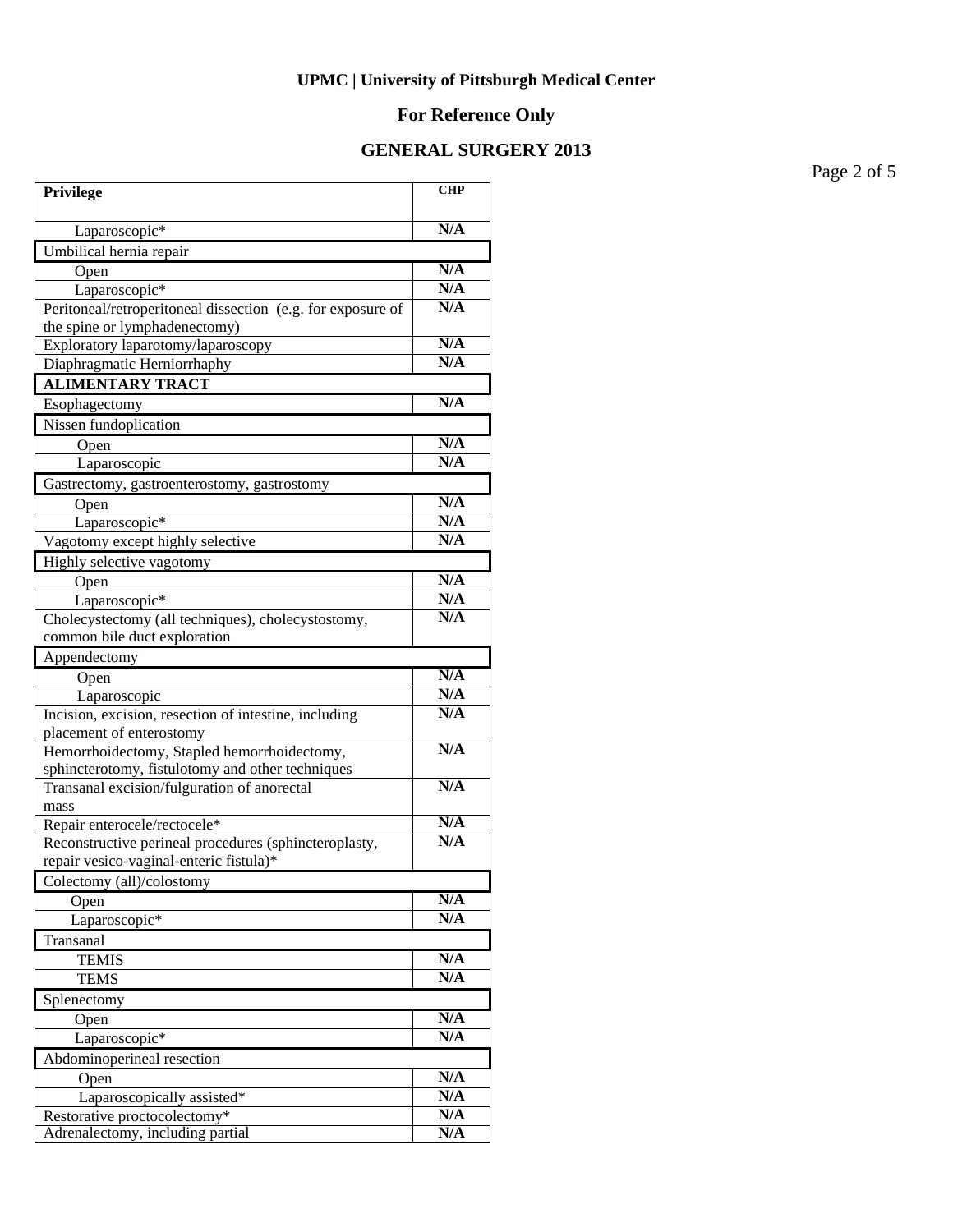**UPMC | University of Pittsburgh Medical Center**

**For Reference Only**

**GENERAL SURGERY 2013**

| Privilege | CHP |
|---|---|
| Laparoscopic* | N/A |
| Umbilical hernia repair | |
| Open | N/A |
| Laparoscopic* | N/A |
| Peritoneal/retroperitoneal dissection (e.g. for exposure of the spine or lymphadenectomy) | N/A |
| Exploratory laparotomy/laparoscopy | N/A |
| Diaphragmatic Herniorrhaphy | N/A |
| **ALIMENTARY TRACT** | |
| Esophagectomy | N/A |
| Nissen fundoplication | |
| Open | N/A |
| Laparoscopic | N/A |
| Gastrectomy, gastroenterostomy, gastrostomy | |
| Open | N/A |
| Laparoscopic* | N/A |
| Vagotomy except highly selective | N/A |
| Highly selective vagotomy | |
| Open | N/A |
| Laparoscopic* | N/A |
| Cholecystectomy (all techniques), cholecystostomy, common bile duct exploration | N/A |
| Appendectomy | |
| Open | N/A |
| Laparoscopic | N/A |
| Incision, excision, resection of intestine, including placement of enterostomy | N/A |
| Hemorrhoidectomy, Stapled hemorrhoidectomy, sphincterotomy, fistulotomy and other techniques | N/A |
| Transanal excision/fulguration of anorectal mass | N/A |
| Repair enterocele/rectocele* | N/A |
| Reconstructive perineal procedures (sphincteroplasty, repair vesico-vaginal-enteric fistula)* | N/A |
| Colectomy (all)/colostomy | |
| Open | N/A |
| Laparoscopic* | N/A |
| Transanal | |
| TEMIS | N/A |
| TEMS | N/A |
| Splenectomy | |
| Open | N/A |
| Laparoscopic* | N/A |
| Abdominoperineal resection | |
| Open | N/A |
| Laparoscopically assisted* | N/A |
| Restorative proctocolectomy* | N/A |
| Adrenalectomy, including partial | N/A |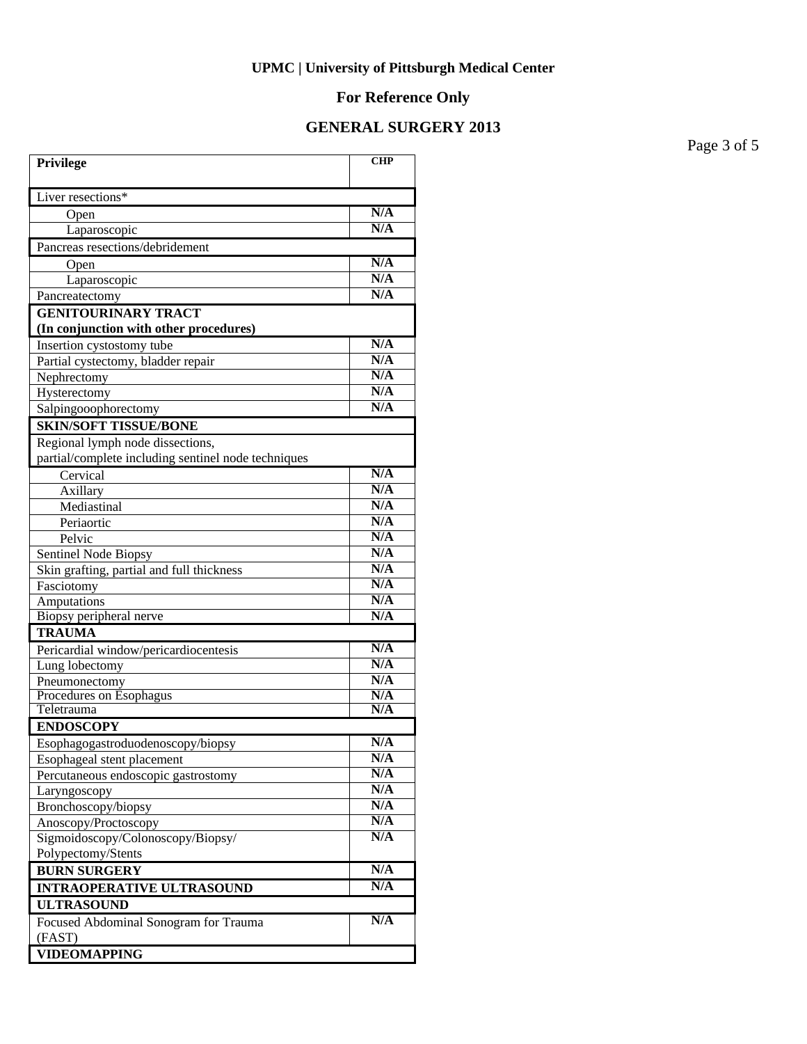**UPMC | University of Pittsburgh Medical Center**

**For Reference Only**

**GENERAL SURGERY 2013**

| **Privilege** | **CHP** |
| --- | --- |
| Liver resections* | |
| Open | N/A |
| Laparoscopic | N/A |
| Pancreas resections/debridement | |
| Open | N/A |
| Laparoscopic | N/A |
| Pancreatectomy | N/A |
| **GENITOURINARY TRACT (In conjunction with other procedures)** | |
| Insertion cystostomy tube | N/A |
| Partial cystectomy, bladder repair | N/A |
| Nephrectomy | N/A |
| Hysterectomy | N/A |
| Salpingooophorectomy | N/A |
| **SKIN/SOFT TISSUE/BONE** | |
| Regional lymph node dissections, partial/complete including sentinel node techniques | |
| Cervical | N/A |
| Axillary | N/A |
| Mediastinal | N/A |
| Periaortic | N/A |
| Pelvic | N/A |
| Sentinel Node Biopsy | N/A |
| Skin grafting, partial and full thickness | N/A |
| Fasciotomy | N/A |
| Amputations | N/A |
| Biopsy peripheral nerve | N/A |
| **TRAUMA** | |
| Pericardial window/pericardiocentesis | N/A |
| Lung lobectomy | N/A |
| Pneumonectomy | N/A |
| Procedures on Esophagus | N/A |
| Teletrauma | N/A |
| **ENDOSCOPY** | |
| Esophagogastroduodenoscopy/biopsy | N/A |
| Esophageal stent placement | N/A |
| Percutaneous endoscopic gastrostomy | N/A |
| Laryngoscopy | N/A |
| Bronchoscopy/biopsy | N/A |
| Anoscopy/Proctoscopy | N/A |
| Sigmoidoscopy/Colonoscopy/Biopsy/ Polypectomy/Stents | N/A |
| **BURN SURGERY** | N/A |
| **INTRAOPERATIVE ULTRASOUND** | N/A |
| **ULTRASOUND** | |
| Focused Abdominal Sonogram for Trauma (FAST) | N/A |
| **VIDEOMAPPING** | |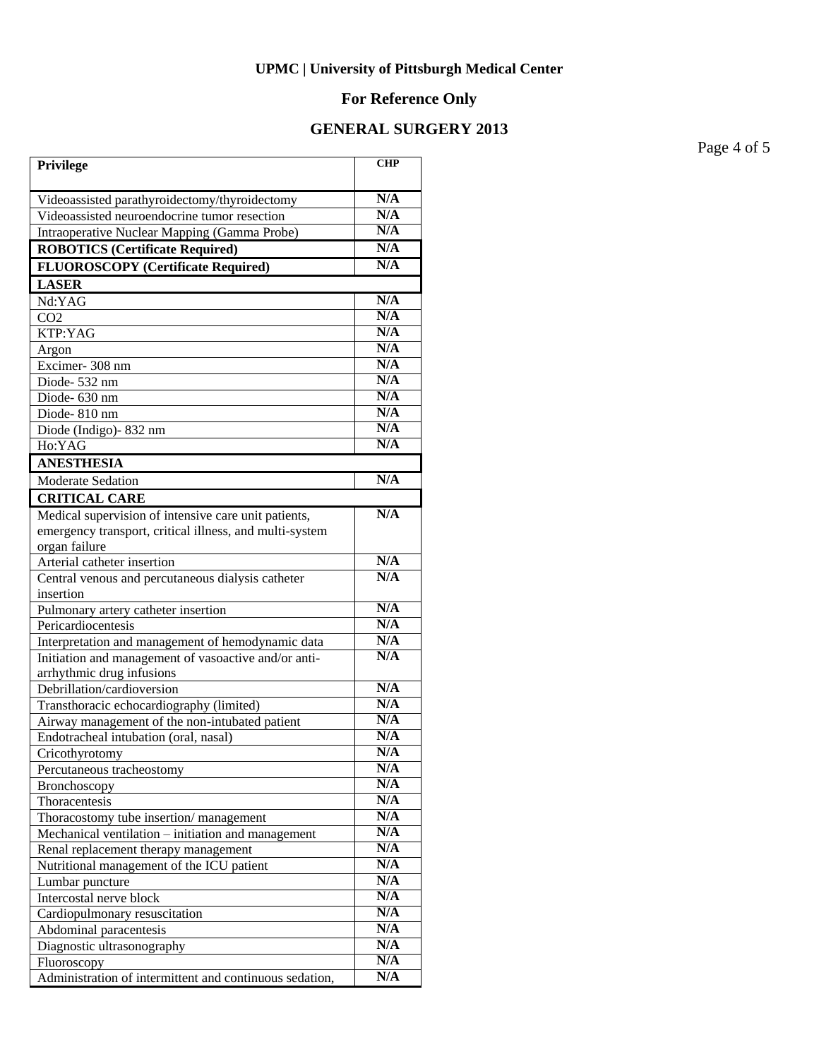**UPMC | University of Pittsburgh Medical Center**

**For Reference Only**

**GENERAL SURGERY 2013**

| Privilege | CHP |
|---|---|
| Videoassisted parathyroidectomy/thyroidectomy | N/A |
| Videoassisted neuroendocrine tumor resection | N/A |
| Intraoperative Nuclear Mapping (Gamma Probe) | N/A |
| **ROBOTICS (Certificate Required)** | N/A |
| **FLUOROSCOPY (Certificate Required)** | N/A |
| **LASER** | |
| Nd:YAG | N/A |
| CO2 | N/A |
| KTP:YAG | N/A |
| Argon | N/A |
| Excimer- 308 nm | N/A |
| Diode- 532 nm | N/A |
| Diode- 630 nm | N/A |
| Diode- 810 nm | N/A |
| Diode (Indigo)- 832 nm | N/A |
| Ho:YAG | N/A |
| **ANESTHESIA** | |
| Moderate Sedation | N/A |
| **CRITICAL CARE** | |
| Medical supervision of intensive care unit patients, emergency transport, critical illness, and multi-system organ failure | N/A |
| Arterial catheter insertion | N/A |
| Central venous and percutaneous dialysis catheter insertion | N/A |
| Pulmonary artery catheter insertion | N/A |
| Pericardiocentesis | N/A |
| Interpretation and management of hemodynamic data | N/A |
| Initiation and management of vasoactive and/or anti-arrhythmic drug infusions | N/A |
| Debrillation/cardioversion | N/A |
| Transthoracic echocardiography (limited) | N/A |
| Airway management of the non-intubated patient | N/A |
| Endotracheal intubation (oral, nasal) | N/A |
| Cricothyrotomy | N/A |
| Percutaneous tracheostomy | N/A |
| Bronchoscopy | N/A |
| Thoracentesis | N/A |
| Thoracostomy tube insertion/ management | N/A |
| Mechanical ventilation – initiation and management | N/A |
| Renal replacement therapy management | N/A |
| Nutritional management of the ICU patient | N/A |
| Lumbar puncture | N/A |
| Intercostal nerve block | N/A |
| Cardiopulmonary resuscitation | N/A |
| Abdominal paracentesis | N/A |
| Diagnostic ultrasonography | N/A |
| Fluoroscopy | N/A |
| Administration of intermittent and continuous sedation, | N/A |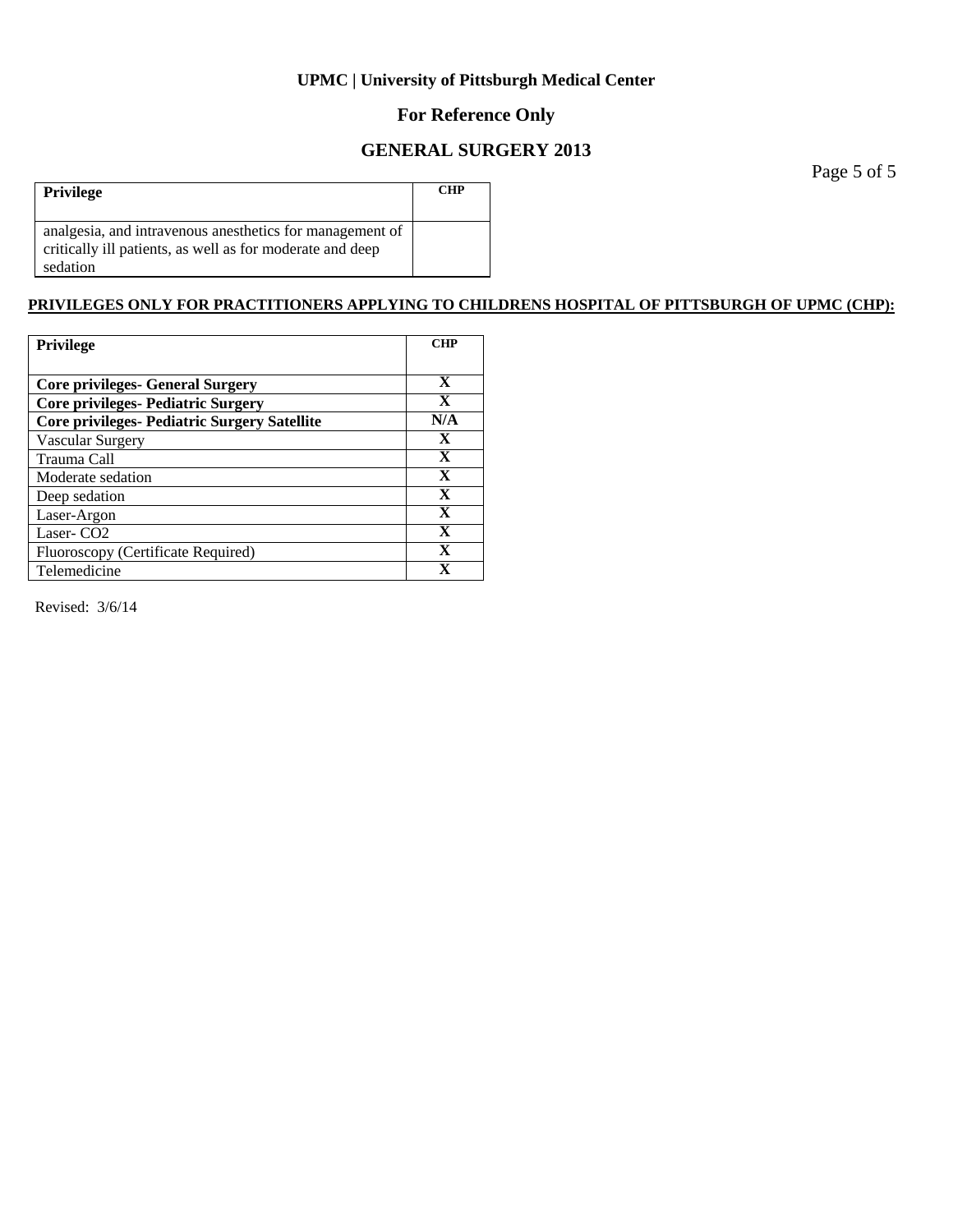UPMC | University of Pittsburgh Medical Center

For Reference Only

GENERAL SURGERY 2013

| Privilege | CHP |
|---|---|
| analgesia, and intravenous anesthetics for management of critically ill patients, as well as for moderate and deep sedation | |

**PRIVILEGES ONLY FOR PRACTITIONERS APPLYING TO CHILDRENS HOSPITAL OF PITTSBURGH OF UPMC (CHP):**

| Privilege | CHP |
|---|---|
| **Core privileges- General Surgery** | X |
| **Core privileges- Pediatric Surgery** | X |
| **Core privileges- Pediatric Surgery Satellite** | N/A |
| Vascular Surgery | X |
| Trauma Call | X |
| Moderate sedation | X |
| Deep sedation | X |
| Laser-Argon | X |
| Laser- $CO_2$ | X |
| Fluoroscopy (Certificate Required) | X |
| Telemedicine | X |

Revised: 3/6/14